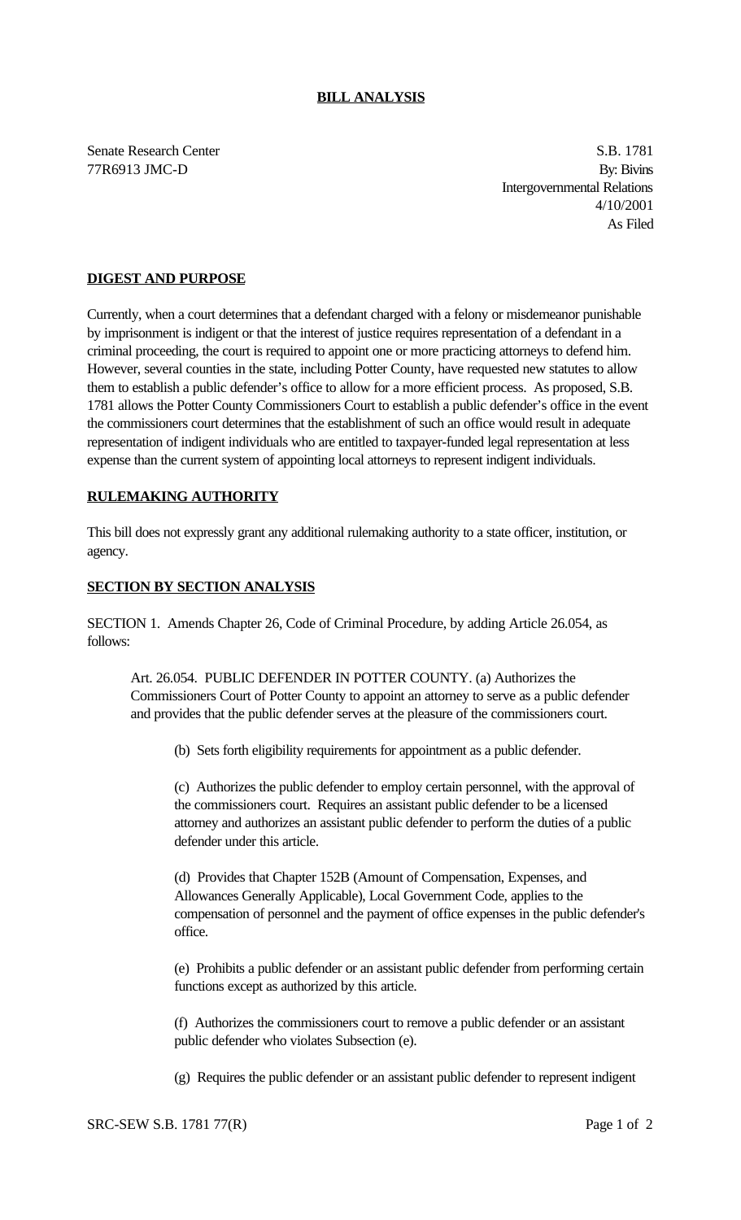**BILL ANALYSIS**

Senate Research Center
77R6913 JMC-D

S.B. 1781
By: Bivins
Intergovernmental Relations
4/10/2001
As Filed

**DIGEST AND PURPOSE**

Currently, when a court determines that a defendant charged with a felony or misdemeanor punishable by imprisonment is indigent or that the interest of justice requires representation of a defendant in a criminal proceeding, the court is required to appoint one or more practicing attorneys to defend him. However, several counties in the state, including Potter County, have requested new statutes to allow them to establish a public defender's office to allow for a more efficient process. As proposed, S.B. 1781 allows the Potter County Commissioners Court to establish a public defender's office in the event the commissioners court determines that the establishment of such an office would result in adequate representation of indigent individuals who are entitled to taxpayer-funded legal representation at less expense than the current system of appointing local attorneys to represent indigent individuals.

**RULEMAKING AUTHORITY**

This bill does not expressly grant any additional rulemaking authority to a state officer, institution, or agency.

**SECTION BY SECTION ANALYSIS**

SECTION 1. Amends Chapter 26, Code of Criminal Procedure, by adding Article 26.054, as follows:

Art. 26.054. PUBLIC DEFENDER IN POTTER COUNTY. (a) Authorizes the Commissioners Court of Potter County to appoint an attorney to serve as a public defender and provides that the public defender serves at the pleasure of the commissioners court.

(b) Sets forth eligibility requirements for appointment as a public defender.

(c) Authorizes the public defender to employ certain personnel, with the approval of the commissioners court. Requires an assistant public defender to be a licensed attorney and authorizes an assistant public defender to perform the duties of a public defender under this article.

(d) Provides that Chapter 152B (Amount of Compensation, Expenses, and Allowances Generally Applicable), Local Government Code, applies to the compensation of personnel and the payment of office expenses in the public defender's office.

(e) Prohibits a public defender or an assistant public defender from performing certain functions except as authorized by this article.

(f) Authorizes the commissioners court to remove a public defender or an assistant public defender who violates Subsection (e).

(g) Requires the public defender or an assistant public defender to represent indigent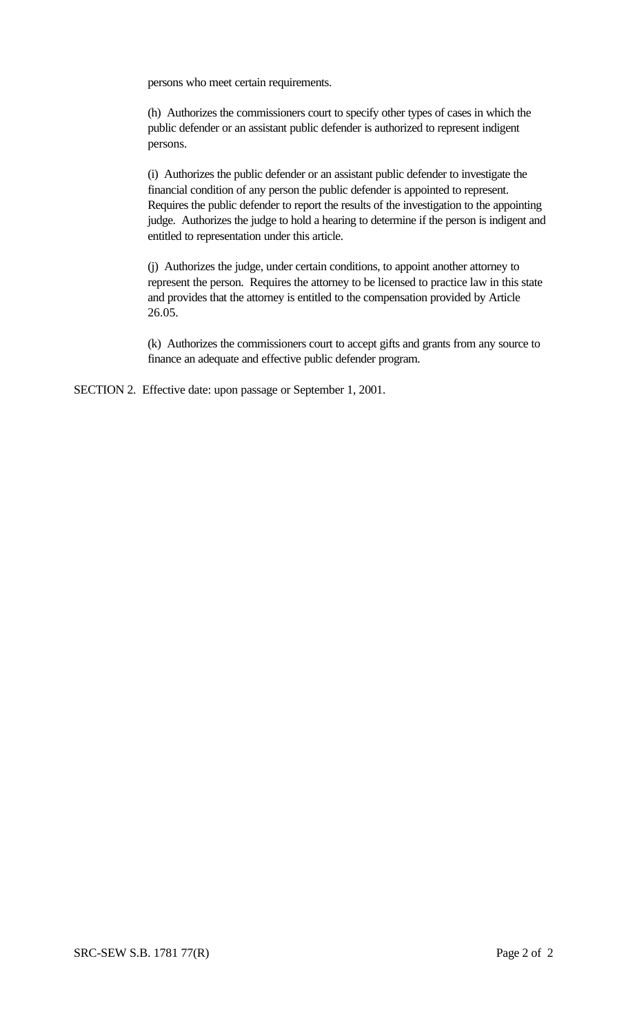persons who meet certain requirements.

(h) Authorizes the commissioners court to specify other types of cases in which the public defender or an assistant public defender is authorized to represent indigent persons.

(i) Authorizes the public defender or an assistant public defender to investigate the financial condition of any person the public defender is appointed to represent. Requires the public defender to report the results of the investigation to the appointing judge. Authorizes the judge to hold a hearing to determine if the person is indigent and entitled to representation under this article.

(j) Authorizes the judge, under certain conditions, to appoint another attorney to represent the person. Requires the attorney to be licensed to practice law in this state and provides that the attorney is entitled to the compensation provided by Article 26.05.

(k) Authorizes the commissioners court to accept gifts and grants from any source to finance an adequate and effective public defender program.

SECTION 2. Effective date: upon passage or September 1, 2001.